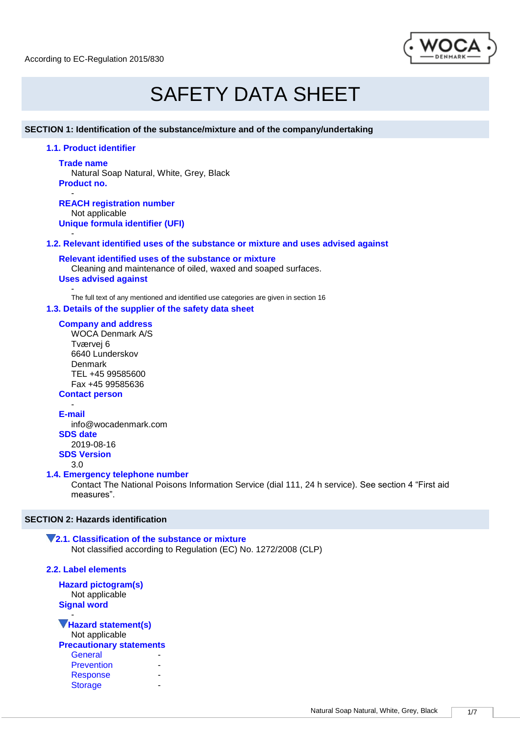According to EC-Regulation 2015/830

# SAFETY DATA SHEET

## SECTION 1: Identification of the substance/mixture and of the company/undertaking

### 1.1. Product identifier

**Trade name**
Natural Soap Natural, White, Grey, Black

**Product no.**
-

**REACH registration number**
Not applicable

**Unique formula identifier (UFI)**
-

### 1.2. Relevant identified uses of the substance or mixture and uses advised against

**Relevant identified uses of the substance or mixture**
Cleaning and maintenance of oiled, waxed and soaped surfaces.

**Uses advised against**
-

The full text of any mentioned and identified use categories are given in section 16

### 1.3. Details of the supplier of the safety data sheet

**Company and address**
WOCA Denmark A/S
Tværvej 6
6640 Lunderskov
Denmark
TEL +45 99585600
Fax +45 99585636

**Contact person**
-

**E-mail**
info@wocadenmark.com

**SDS date**
2019-08-16

**SDS Version**
3.0

### 1.4. Emergency telephone number

Contact The National Poisons Information Service (dial 111, 24 h service). See section 4 "First aid measures".

## SECTION 2: Hazards identification

### 2.1. Classification of the substance or mixture

Not classified according to Regulation (EC) No. 1272/2008 (CLP)

### 2.2. Label elements

**Hazard pictogram(s)**
Not applicable

**Signal word**
-

**Hazard statement(s)**
Not applicable

**Precautionary statements**

| | |
|---|---|
| General | - |
| Prevention | - |
| Response | - |
| Storage | - |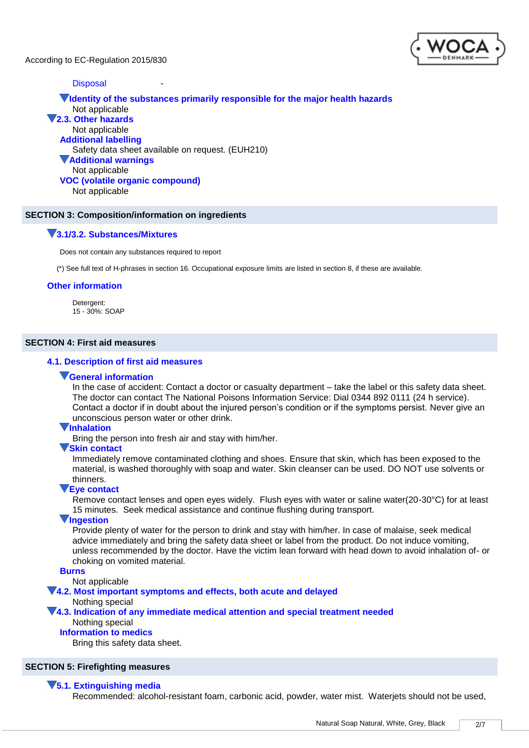Disposal -

**Identity of the substances primarily responsible for the major health hazards**

Not applicable

### 2.3. Other hazards

Not applicable

**Additional labelling**

Safety data sheet available on request. (EUH210)

**Additional warnings**

Not applicable

**VOC (volatile organic compound)**

Not applicable

## SECTION 3: Composition/information on ingredients

### 3.1/3.2. Substances/Mixtures

Does not contain any substances required to report

(*) See full text of H-phrases in section 16. Occupational exposure limits are listed in section 8, if these are available.

### Other information

Detergent:
15 - 30%: SOAP

## SECTION 4: First aid measures

### 4.1. Description of first aid measures

**General information**

In the case of accident: Contact a doctor or casualty department – take the label or this safety data sheet. The doctor can contact The National Poisons Information Service: Dial 0344 892 0111 (24 h service). Contact a doctor if in doubt about the injured person's condition or if the symptoms persist. Never give an unconscious person water or other drink.

**Inhalation**

Bring the person into fresh air and stay with him/her.

**Skin contact**

Immediately remove contaminated clothing and shoes. Ensure that skin, which has been exposed to the material, is washed thoroughly with soap and water. Skin cleanser can be used. DO NOT use solvents or thinners.

**Eye contact**

Remove contact lenses and open eyes widely. Flush eyes with water or saline water(20-30°C) for at least 15 minutes. Seek medical assistance and continue flushing during transport.

**Ingestion**

Provide plenty of water for the person to drink and stay with him/her. In case of malaise, seek medical advice immediately and bring the safety data sheet or label from the product. Do not induce vomiting, unless recommended by the doctor. Have the victim lean forward with head down to avoid inhalation of- or choking on vomited material.

**Burns**

Not applicable

### 4.2. Most important symptoms and effects, both acute and delayed

Nothing special

### 4.3. Indication of any immediate medical attention and special treatment needed

Nothing special

**Information to medics**

Bring this safety data sheet.

## SECTION 5: Firefighting measures

### 5.1. Extinguishing media

Recommended: alcohol-resistant foam, carbonic acid, powder, water mist. Waterjets should not be used,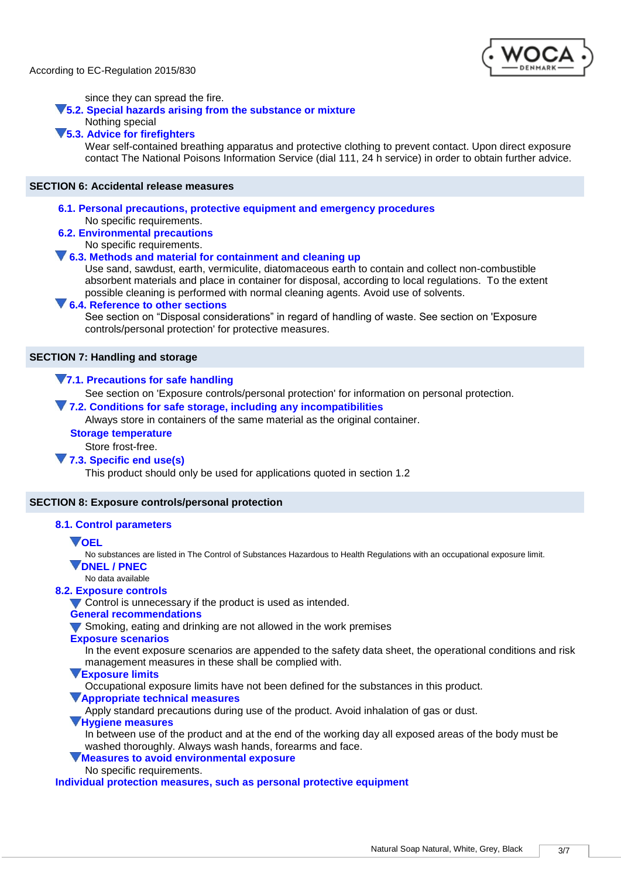since they can spread the fire.

### 5.2. Special hazards arising from the substance or mixture

Nothing special

### 5.3. Advice for firefighters

Wear self-contained breathing apparatus and protective clothing to prevent contact. Upon direct exposure contact The National Poisons Information Service (dial 111, 24 h service) in order to obtain further advice.

## SECTION 6: Accidental release measures

### 6.1. Personal precautions, protective equipment and emergency procedures

No specific requirements.

### 6.2. Environmental precautions

No specific requirements.

### 6.3. Methods and material for containment and cleaning up

Use sand, sawdust, earth, vermiculite, diatomaceous earth to contain and collect non-combustible absorbent materials and place in container for disposal, according to local regulations. To the extent possible cleaning is performed with normal cleaning agents. Avoid use of solvents.

### 6.4. Reference to other sections

See section on “Disposal considerations” in regard of handling of waste. See section on 'Exposure controls/personal protection' for protective measures.

## SECTION 7: Handling and storage

### 7.1. Precautions for safe handling

See section on 'Exposure controls/personal protection' for information on personal protection.

### 7.2. Conditions for safe storage, including any incompatibilities

Always store in containers of the same material as the original container.

**Storage temperature**

Store frost-free.

### 7.3. Specific end use(s)

This product should only be used for applications quoted in section 1.2

## SECTION 8: Exposure controls/personal protection

### 8.1. Control parameters

**OEL**

No substances are listed in The Control of Substances Hazardous to Health Regulations with an occupational exposure limit.

**DNEL / PNEC**

No data available

### 8.2. Exposure controls

Control is unnecessary if the product is used as intended.

**General recommendations**

Smoking, eating and drinking are not allowed in the work premises

**Exposure scenarios**

In the event exposure scenarios are appended to the safety data sheet, the operational conditions and risk management measures in these shall be complied with.

**Exposure limits**

Occupational exposure limits have not been defined for the substances in this product.

**Appropriate technical measures**

Apply standard precautions during use of the product. Avoid inhalation of gas or dust.

**Hygiene measures**

In between use of the product and at the end of the working day all exposed areas of the body must be washed thoroughly. Always wash hands, forearms and face.

**Measures to avoid environmental exposure**

No specific requirements.

### Individual protection measures, such as personal protective equipment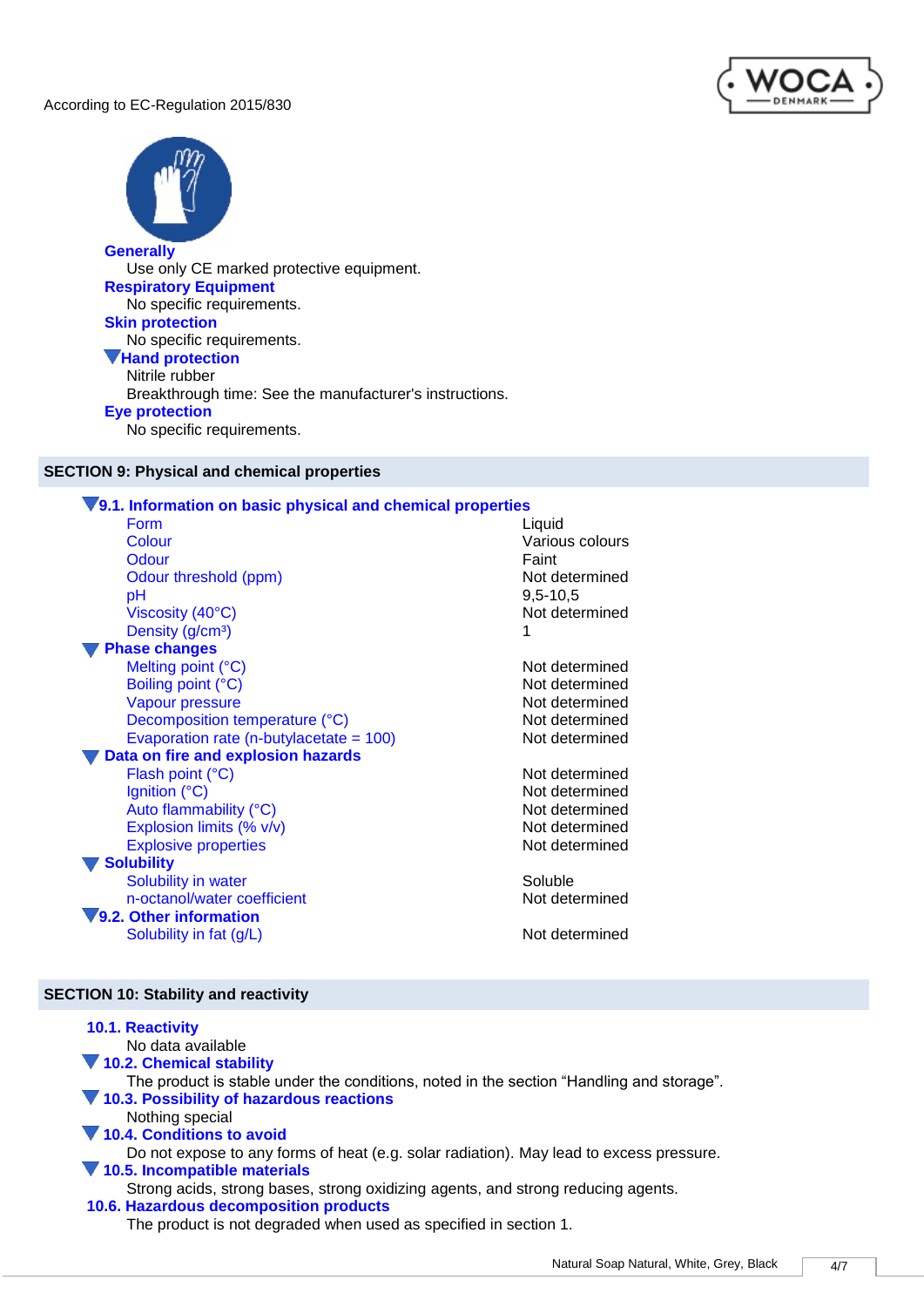According to EC-Regulation 2015/830

**Generally**
Use only CE marked protective equipment.

**Respiratory Equipment**
No specific requirements.

**Skin protection**
No specific requirements.

**Hand protection**
Nitrile rubber
Breakthrough time: See the manufacturer's instructions.

**Eye protection**
No specific requirements.

## SECTION 9: Physical and chemical properties

### 9.1. Information on basic physical and chemical properties

| Property | Value |
|---|---|
| Form | Liquid |
| Colour | Various colours |
| Odour | Faint |
| Odour threshold (ppm) | Not determined |
| pH | 9,5-10,5 |
| Viscosity (40°C) | Not determined |
| Density (g/cm³) | 1 |

**Phase changes**

| Property | Value |
|---|---|
| Melting point (°C) | Not determined |
| Boiling point (°C) | Not determined |
| Vapour pressure | Not determined |
| Decomposition temperature (°C) | Not determined |
| Evaporation rate (n-butylacetate = 100) | Not determined |

**Data on fire and explosion hazards**

| Property | Value |
|---|---|
| Flash point (°C) | Not determined |
| Ignition (°C) | Not determined |
| Auto flammability (°C) | Not determined |
| Explosion limits (% v/v) | Not determined |
| Explosive properties | Not determined |

**Solubility**

| Property | Value |
|---|---|
| Solubility in water | Soluble |
| n-octanol/water coefficient | Not determined |

### 9.2. Other information

| Property | Value |
|---|---|
| Solubility in fat (g/L) | Not determined |

## SECTION 10: Stability and reactivity

### 10.1. Reactivity
No data available

### 10.2. Chemical stability
The product is stable under the conditions, noted in the section "Handling and storage".

### 10.3. Possibility of hazardous reactions
Nothing special

### 10.4. Conditions to avoid
Do not expose to any forms of heat (e.g. solar radiation). May lead to excess pressure.

### 10.5. Incompatible materials
Strong acids, strong bases, strong oxidizing agents, and strong reducing agents.

### 10.6. Hazardous decomposition products
The product is not degraded when used as specified in section 1.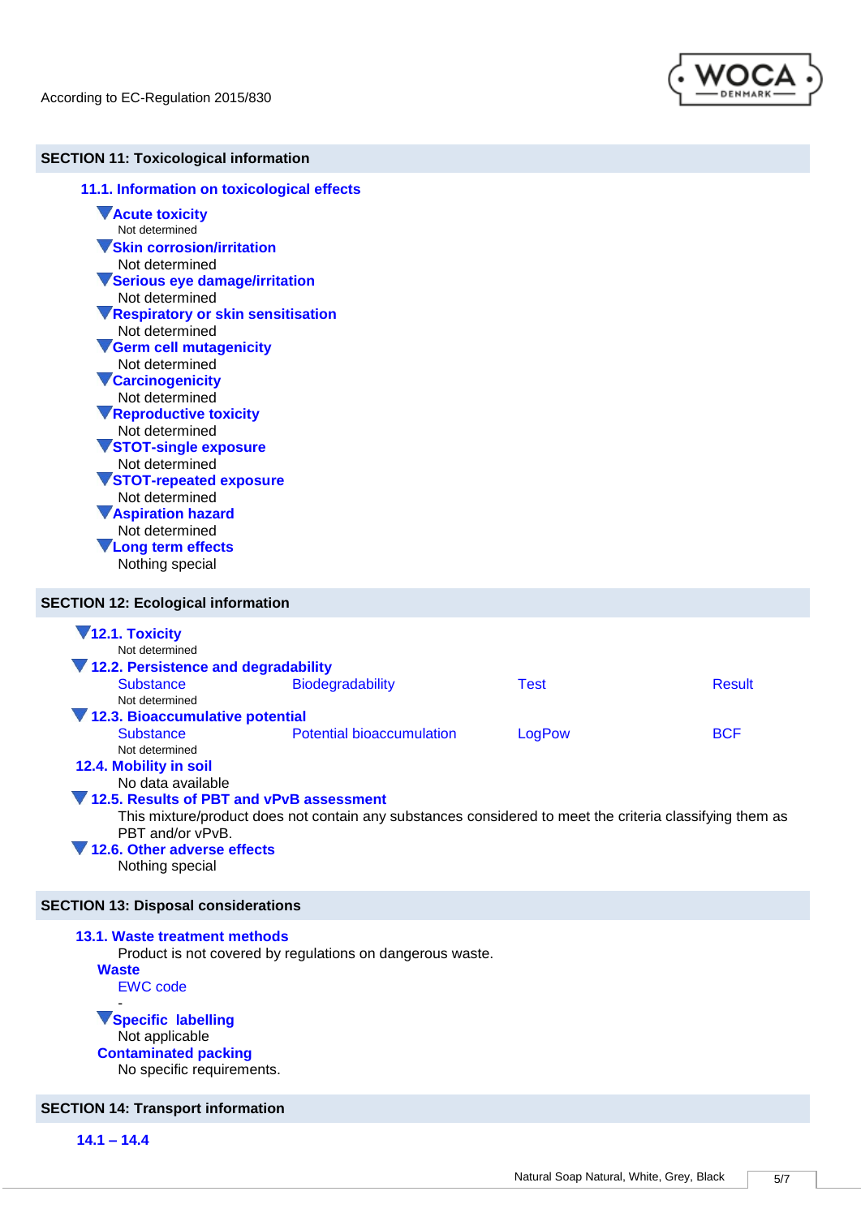According to EC-Regulation 2015/830

## SECTION 11: Toxicological information

### 11.1. Information on toxicological effects

**Acute toxicity**
Not determined

**Skin corrosion/irritation**
Not determined

**Serious eye damage/irritation**
Not determined

**Respiratory or skin sensitisation**
Not determined

**Germ cell mutagenicity**
Not determined

**Carcinogenicity**
Not determined

**Reproductive toxicity**
Not determined

**STOT-single exposure**
Not determined

**STOT-repeated exposure**
Not determined

**Aspiration hazard**
Not determined

**Long term effects**
Nothing special

## SECTION 12: Ecological information

### 12.1. Toxicity
Not determined

### 12.2. Persistence and degradability

| Substance | Biodegradability | Test | Result |
|---|---|---|---|
| Not determined | | | |

### 12.3. Bioaccumulative potential

| Substance | Potential bioaccumulation | LogPow | BCF |
|---|---|---|---|
| Not determined | | | |

### 12.4. Mobility in soil
No data available

### 12.5. Results of PBT and vPvB assessment
This mixture/product does not contain any substances considered to meet the criteria classifying them as PBT and/or vPvB.

### 12.6. Other adverse effects
Nothing special

## SECTION 13: Disposal considerations

### 13.1. Waste treatment methods
Product is not covered by regulations on dangerous waste.

**Waste**

EWC code
-

**Specific labelling**
Not applicable

**Contaminated packing**
No specific requirements.

## SECTION 14: Transport information

### 14.1 – 14.4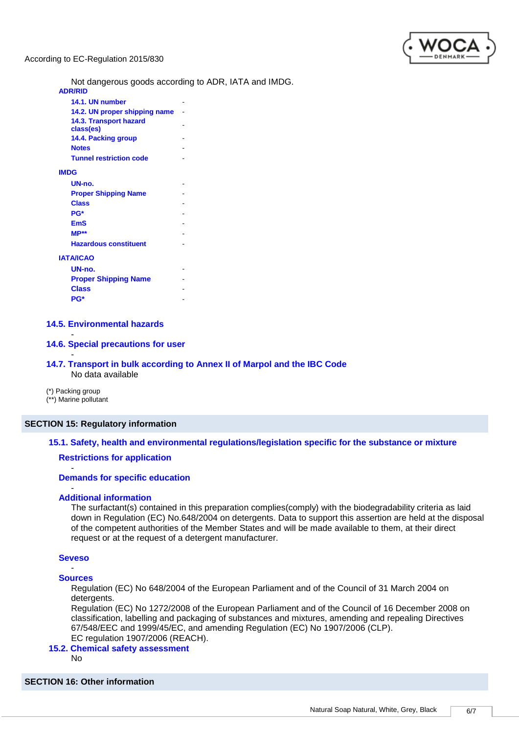Not dangerous goods according to ADR, IATA and IMDG.

**ADR/RID**

| | |
|---|---|
| **14.1. UN number** | - |
| **14.2. UN proper shipping name** | - |
| **14.3. Transport hazard class(es)** | - |
| **14.4. Packing group** | - |
| **Notes** | - |
| **Tunnel restriction code** | - |

**IMDG**

| | |
|---|---|
| **UN-no.** | - |
| **Proper Shipping Name** | - |
| **Class** | - |
| **PG*** | - |
| **EmS** | - |
| **MP**** | - |
| **Hazardous constituent** | - |

**IATA/ICAO**

| | |
|---|---|
| **UN-no.** | - |
| **Proper Shipping Name** | - |
| **Class** | - |
| **PG*** | - |

### 14.5. Environmental hazards

-

### 14.6. Special precautions for user

-

### 14.7. Transport in bulk according to Annex II of Marpol and the IBC Code

No data available

(*) Packing group
(**) Marine pollutant

## SECTION 15: Regulatory information

### 15.1. Safety, health and environmental regulations/legislation specific for the substance or mixture

#### Restrictions for application

-

#### Demands for specific education

-

#### Additional information

The surfactant(s) contained in this preparation complies(comply) with the biodegradability criteria as laid down in Regulation (EC) No.648/2004 on detergents. Data to support this assertion are held at the disposal of the competent authorities of the Member States and will be made available to them, at their direct request or at the request of a detergent manufacturer.

#### Seveso

-

#### Sources

Regulation (EC) No 648/2004 of the European Parliament and of the Council of 31 March 2004 on detergents.
Regulation (EC) No 1272/2008 of the European Parliament and of the Council of 16 December 2008 on classification, labelling and packaging of substances and mixtures, amending and repealing Directives 67/548/EEC and 1999/45/EC, and amending Regulation (EC) No 1907/2006 (CLP).
EC regulation 1907/2006 (REACH).

### 15.2. Chemical safety assessment

No

## SECTION 16: Other information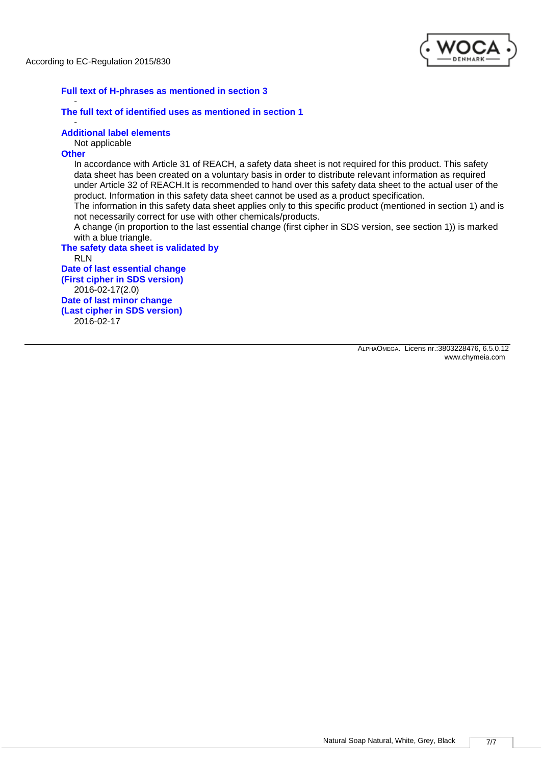**Full text of H-phrases as mentioned in section 3**

-

**The full text of identified uses as mentioned in section 1**

-

**Additional label elements**

Not applicable

**Other**

In accordance with Article 31 of REACH, a safety data sheet is not required for this product. This safety data sheet has been created on a voluntary basis in order to distribute relevant information as required under Article 32 of REACH.It is recommended to hand over this safety data sheet to the actual user of the product. Information in this safety data sheet cannot be used as a product specification.

The information in this safety data sheet applies only to this specific product (mentioned in section 1) and is not necessarily correct for use with other chemicals/products.

A change (in proportion to the last essential change (first cipher in SDS version, see section 1)) is marked with a blue triangle.

**The safety data sheet is validated by**

RLN

**Date of last essential change**
**(First cipher in SDS version)**

2016-02-17(2.0)

**Date of last minor change**
**(Last cipher in SDS version)**

2016-02-17

ALPHAOMEGA. Licens nr.:3803228476, 6.5.0.12
www.chymeia.com